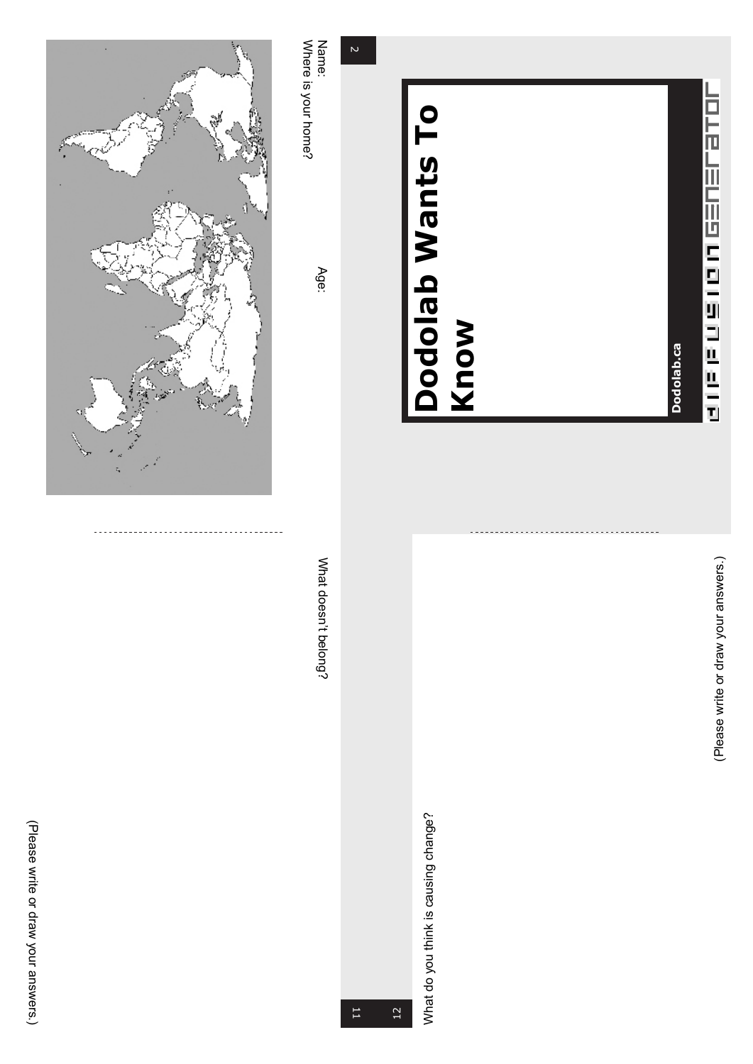# Dodolab Wants To Know

Dodolab.ca

DIFFUSION GENERATOR

Name:

Age:

Where is your home?

What doesn't belong?

(Please write or draw your answers.)

What do you think is causing change?

(Please write or draw your answers.)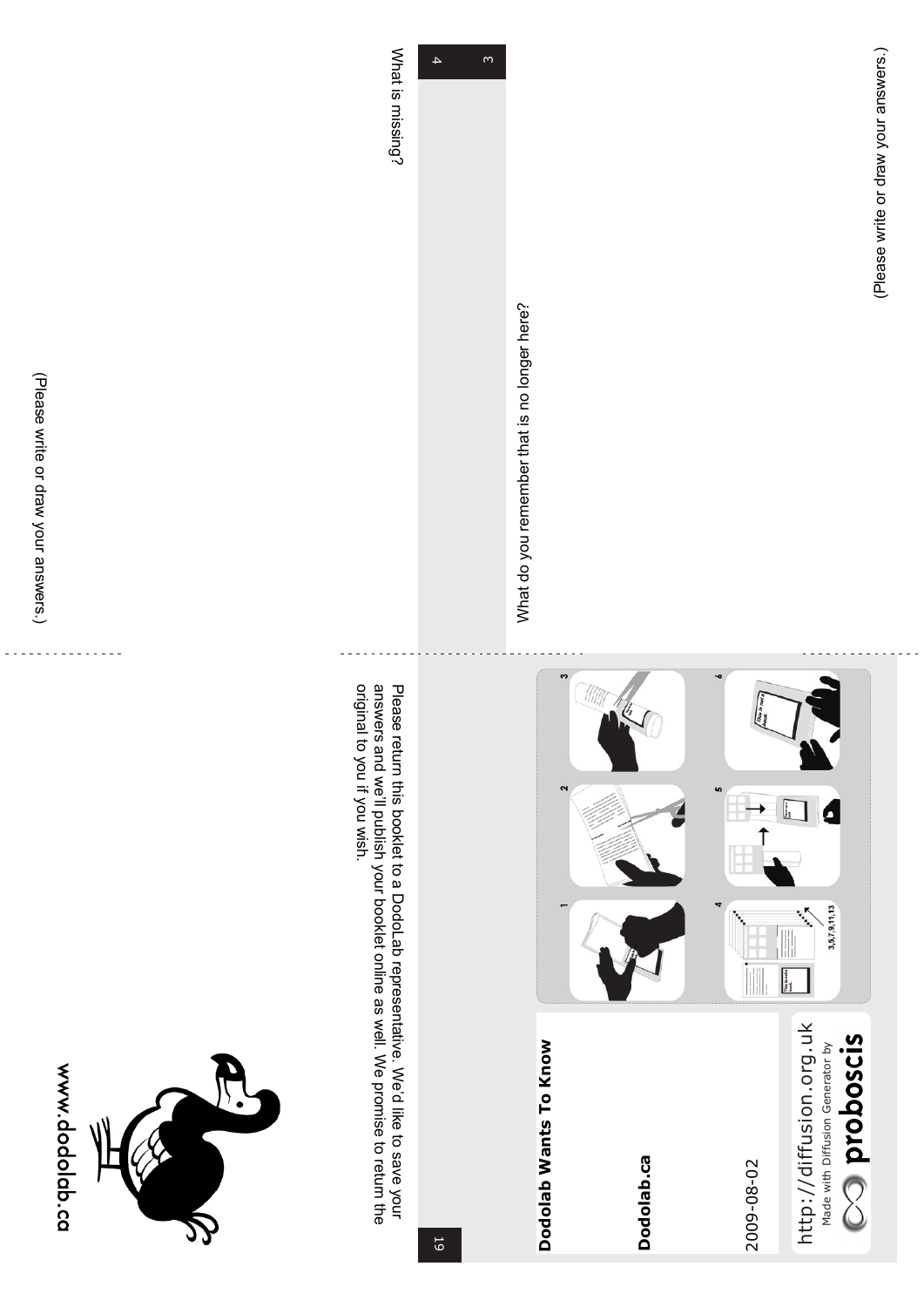What do you remember that is no longer here?

(Please write or draw your answers.)

What is missing?

(Please write or draw your answers.)

Please return this booklet to a DodoLab representative. We'd like to save your answers and we'll publish your booklet online as well. We promise to return the original to you if you wish.

**Dodolab Wants To Know**

**Dodolab.ca**

2009-08-02

http://diffusion.org.uk

Made with Diffusion Generator by **proboscis**

www.dodolab.ca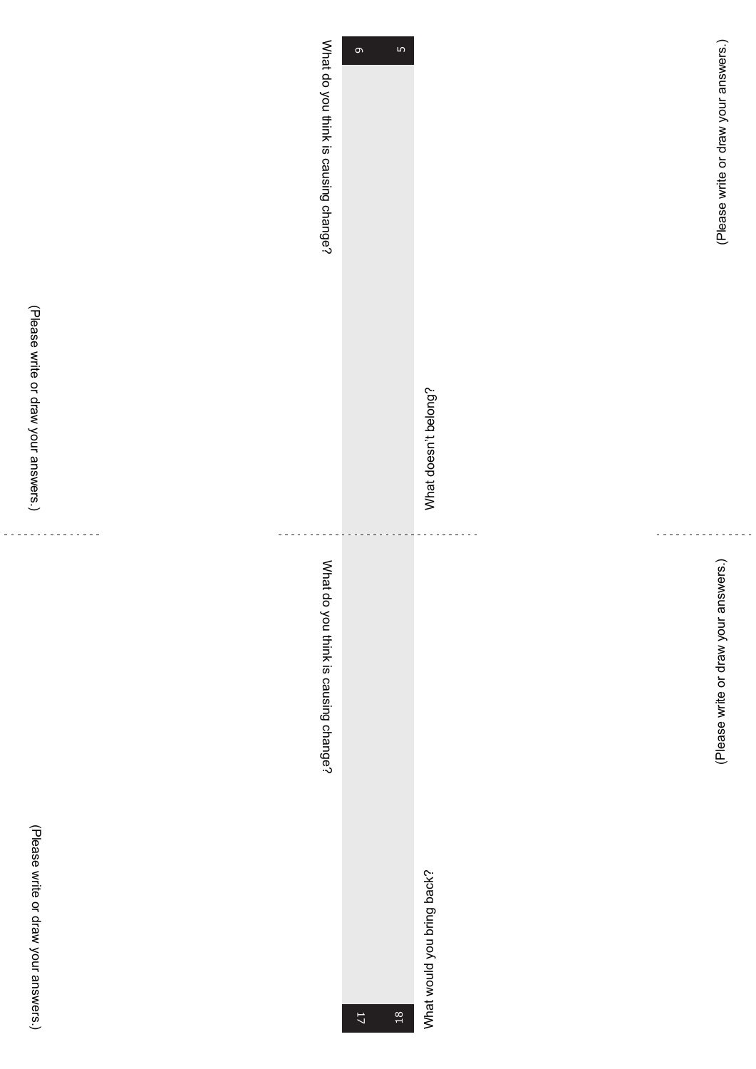What do you think is causing change?

(Please write or draw your answers.)

What doesn't belong?

(Please write or draw your answers.)

What do you think is causing change?

(Please write or draw your answers.)

What would you bring back?

(Please write or draw your answers.)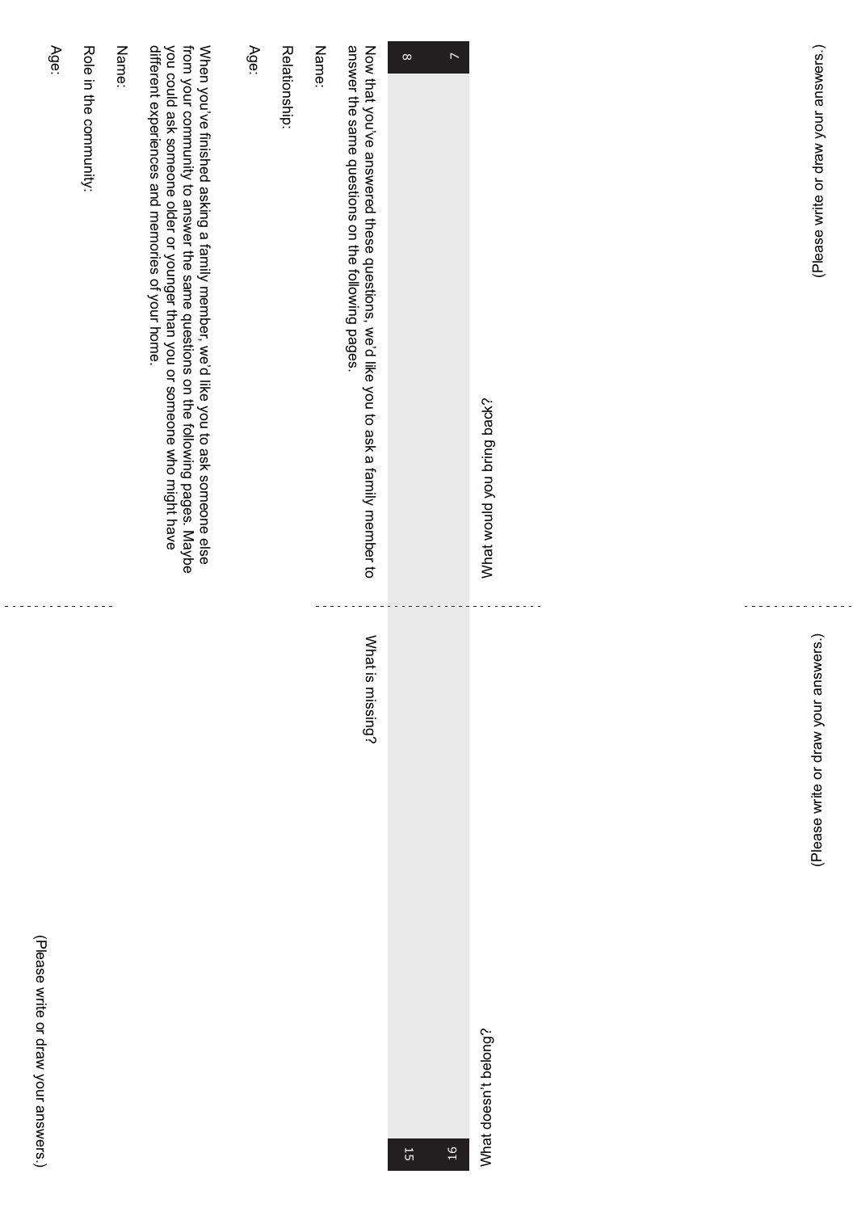(Please write or draw your answers.)

What would you bring back?

Now that you've answered these questions, we'd like you to ask a family member to answer the same questions on the following pages.

Name:

Relationship:

Age:

When you've finished asking a family member, we'd like you to ask someone else from your community to answer the same questions on the following pages. Maybe you could ask someone older or younger than you or someone who might have different experiences and memories of your home.

Name:

Role in the community:

Age:

(Please write or draw your answers.)

What is missing?

What doesn't belong?

(Please write or draw your answers.)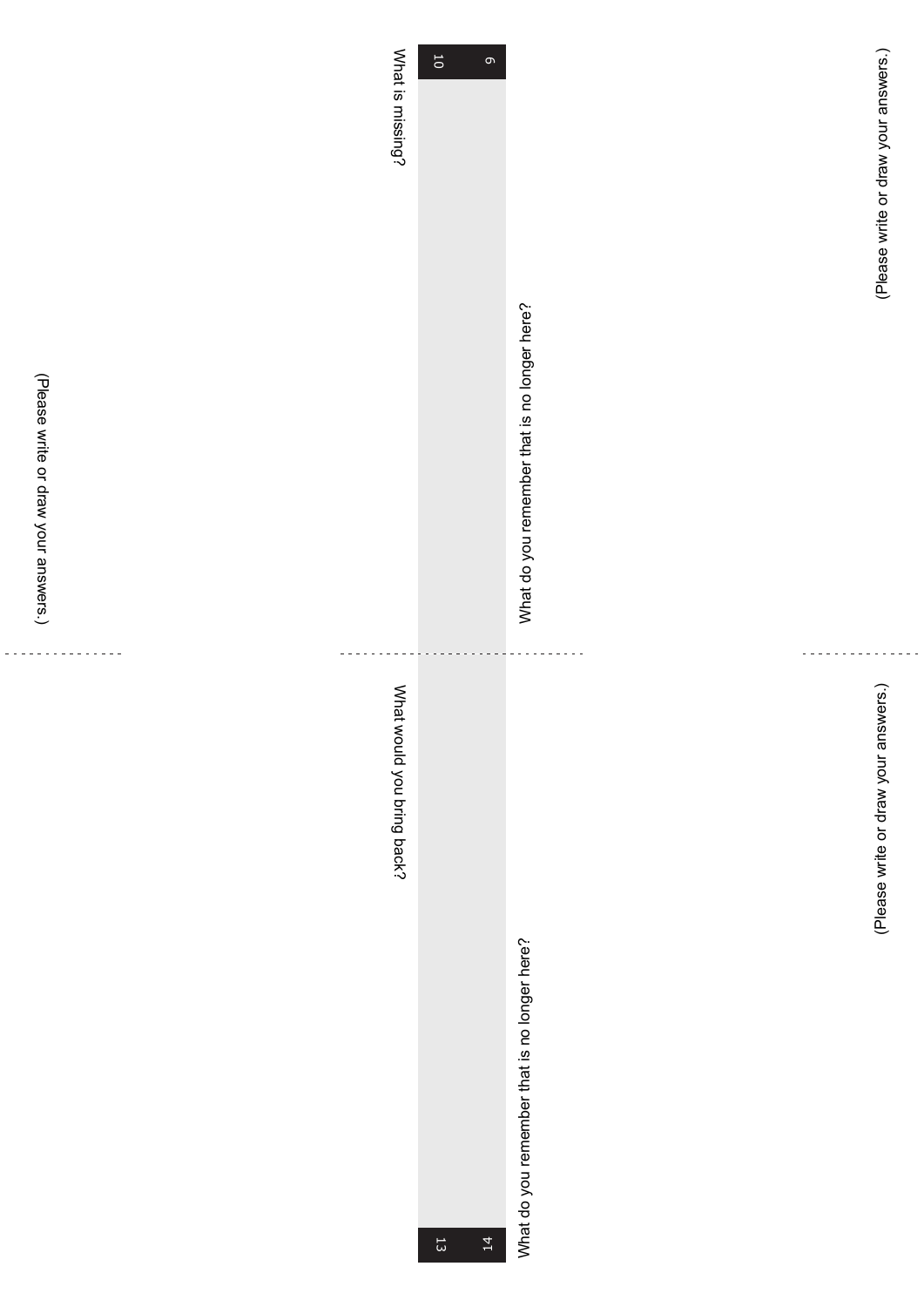What do you remember that is no longer here?

(Please write or draw your answers.)

What is missing?

(Please write or draw your answers.)

What do you remember that is no longer here?

(Please write or draw your answers.)

What would you bring back?